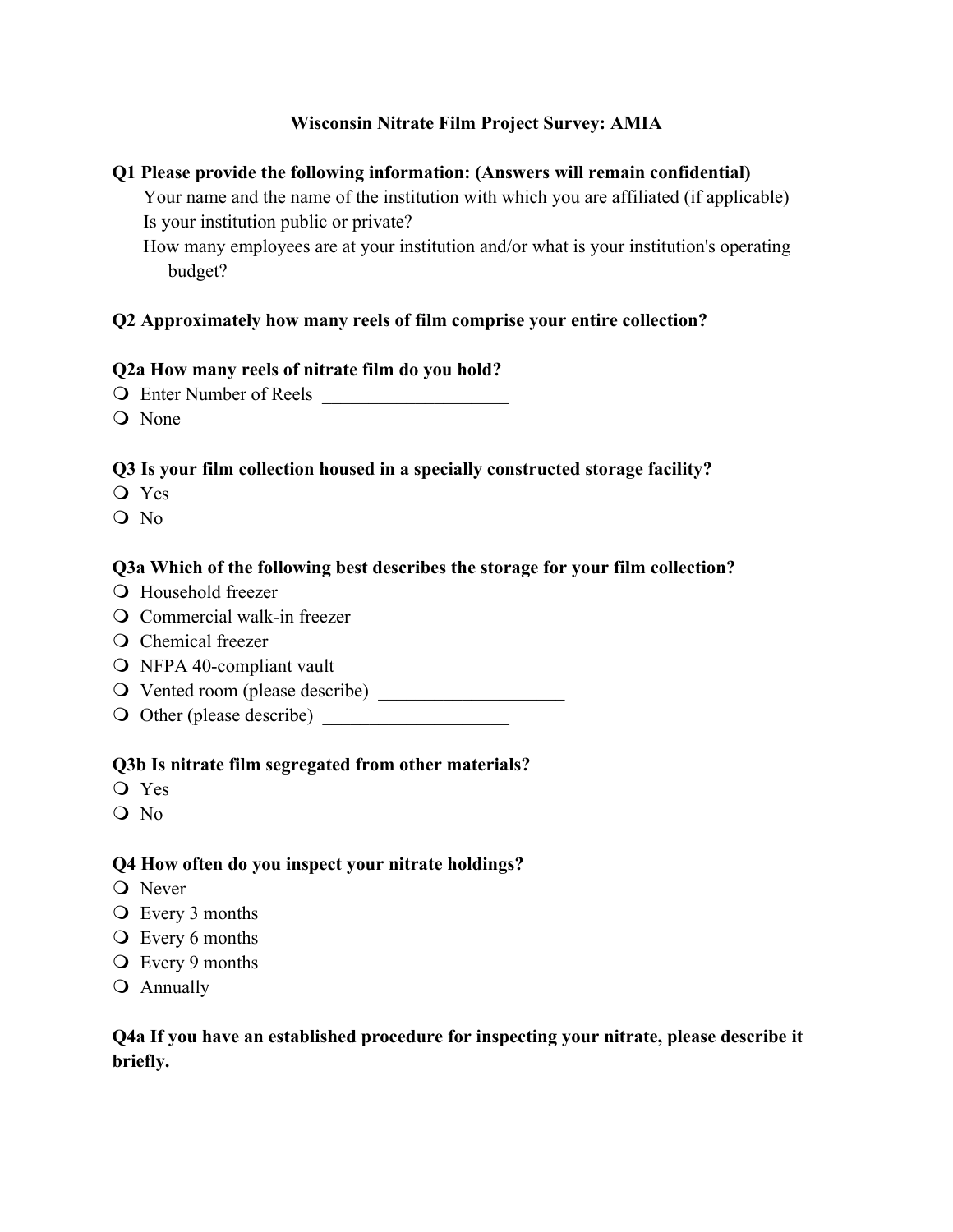# Wisconsin Nitrate Film Project Survey: AMIA

**Q1 Please provide the following information: (Answers will remain confidential)**

Your name and the name of the institution with which you are affiliated (if applicable)

Is your institution public or private?

How many employees are at your institution and/or what is your institution's operating budget?

**Q2 Approximately how many reels of film comprise your entire collection?**

**Q2a How many reels of nitrate film do you hold?**

- ❍ Enter Number of Reels ____________________
- ❍ None

**Q3 Is your film collection housed in a specially constructed storage facility?**

- ❍ Yes
- ❍ No

**Q3a Which of the following best describes the storage for your film collection?**

- ❍ Household freezer
- ❍ Commercial walk-in freezer
- ❍ Chemical freezer
- ❍ NFPA 40-compliant vault
- ❍ Vented room (please describe) ____________________
- ❍ Other (please describe) ____________________

**Q3b Is nitrate film segregated from other materials?**

- ❍ Yes
- ❍ No

**Q4 How often do you inspect your nitrate holdings?**

- ❍ Never
- ❍ Every 3 months
- ❍ Every 6 months
- ❍ Every 9 months
- ❍ Annually

**Q4a If you have an established procedure for inspecting your nitrate, please describe it briefly.**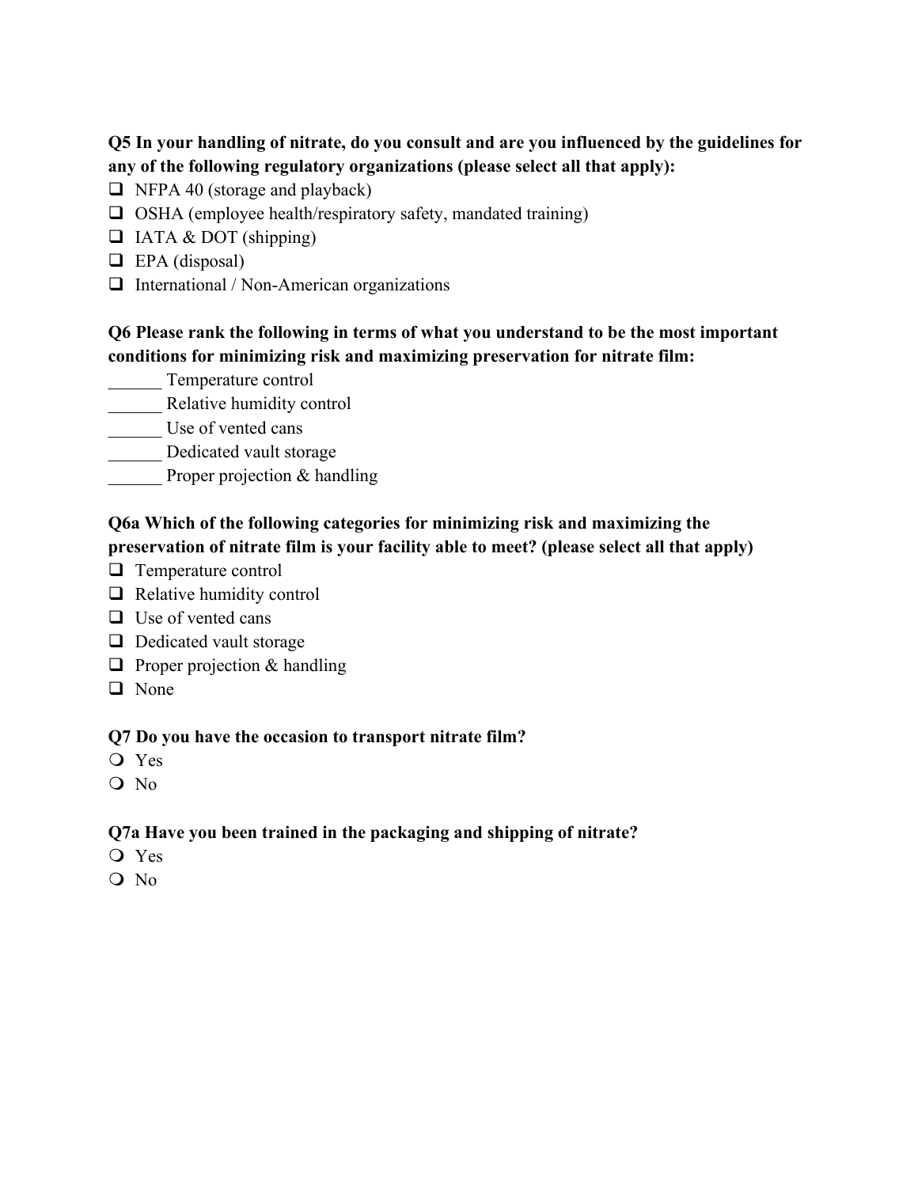**Q5 In your handling of nitrate, do you consult and are you influenced by the guidelines for any of the following regulatory organizations (please select all that apply):**

- ☐ NFPA 40 (storage and playback)
- ☐ OSHA (employee health/respiratory safety, mandated training)
- ☐ IATA & DOT (shipping)
- ☐ EPA (disposal)
- ☐ International / Non-American organizations

**Q6 Please rank the following in terms of what you understand to be the most important conditions for minimizing risk and maximizing preservation for nitrate film:**

______ Temperature control
______ Relative humidity control
______ Use of vented cans
______ Dedicated vault storage
______ Proper projection & handling

**Q6a Which of the following categories for minimizing risk and maximizing the preservation of nitrate film is your facility able to meet? (please select all that apply)**

- ☐ Temperature control
- ☐ Relative humidity control
- ☐ Use of vented cans
- ☐ Dedicated vault storage
- ☐ Proper projection & handling
- ☐ None

**Q7 Do you have the occasion to transport nitrate film?**

- ❍ Yes
- ❍ No

**Q7a Have you been trained in the packaging and shipping of nitrate?**

- ❍ Yes
- ❍ No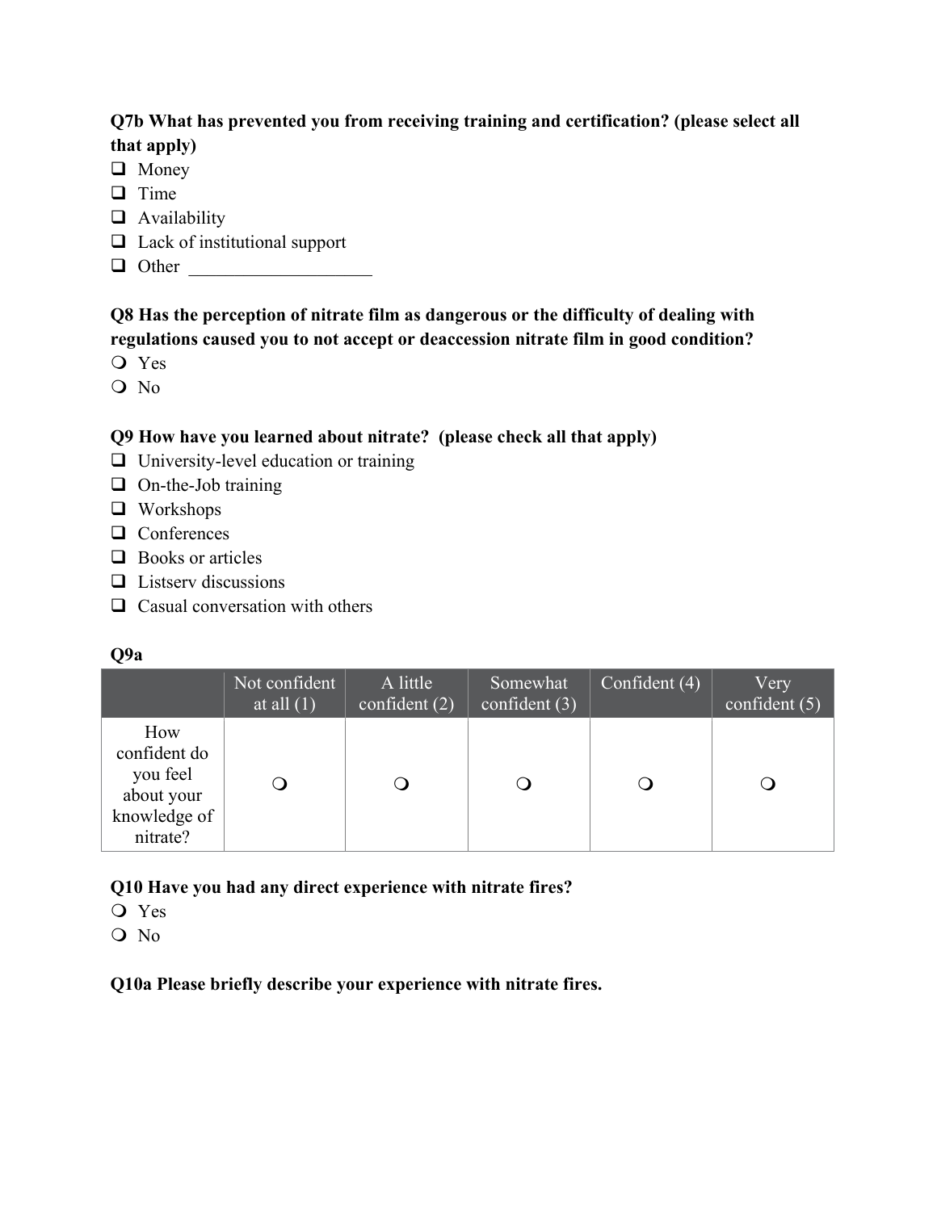**Q7b What has prevented you from receiving training and certification? (please select all that apply)**

- ❑ Money
- ❑ Time
- ❑ Availability
- ❑ Lack of institutional support
- ❑ Other ____________________

**Q8 Has the perception of nitrate film as dangerous or the difficulty of dealing with regulations caused you to not accept or deaccession nitrate film in good condition?**

- ❍ Yes
- ❍ No

**Q9 How have you learned about nitrate? (please check all that apply)**

- ❑ University-level education or training
- ❑ On-the-Job training
- ❑ Workshops
- ❑ Conferences
- ❑ Books or articles
- ❑ Listserv discussions
- ❑ Casual conversation with others

**Q9a**

| | Not confident at all (1) | A little confident (2) | Somewhat confident (3) | Confident (4) | Very confident (5) |
|---|---|---|---|---|---|
| How confident do you feel about your knowledge of nitrate? | ❍ | ❍ | ❍ | ❍ | ❍ |

**Q10 Have you had any direct experience with nitrate fires?**

- ❍ Yes
- ❍ No

**Q10a Please briefly describe your experience with nitrate fires.**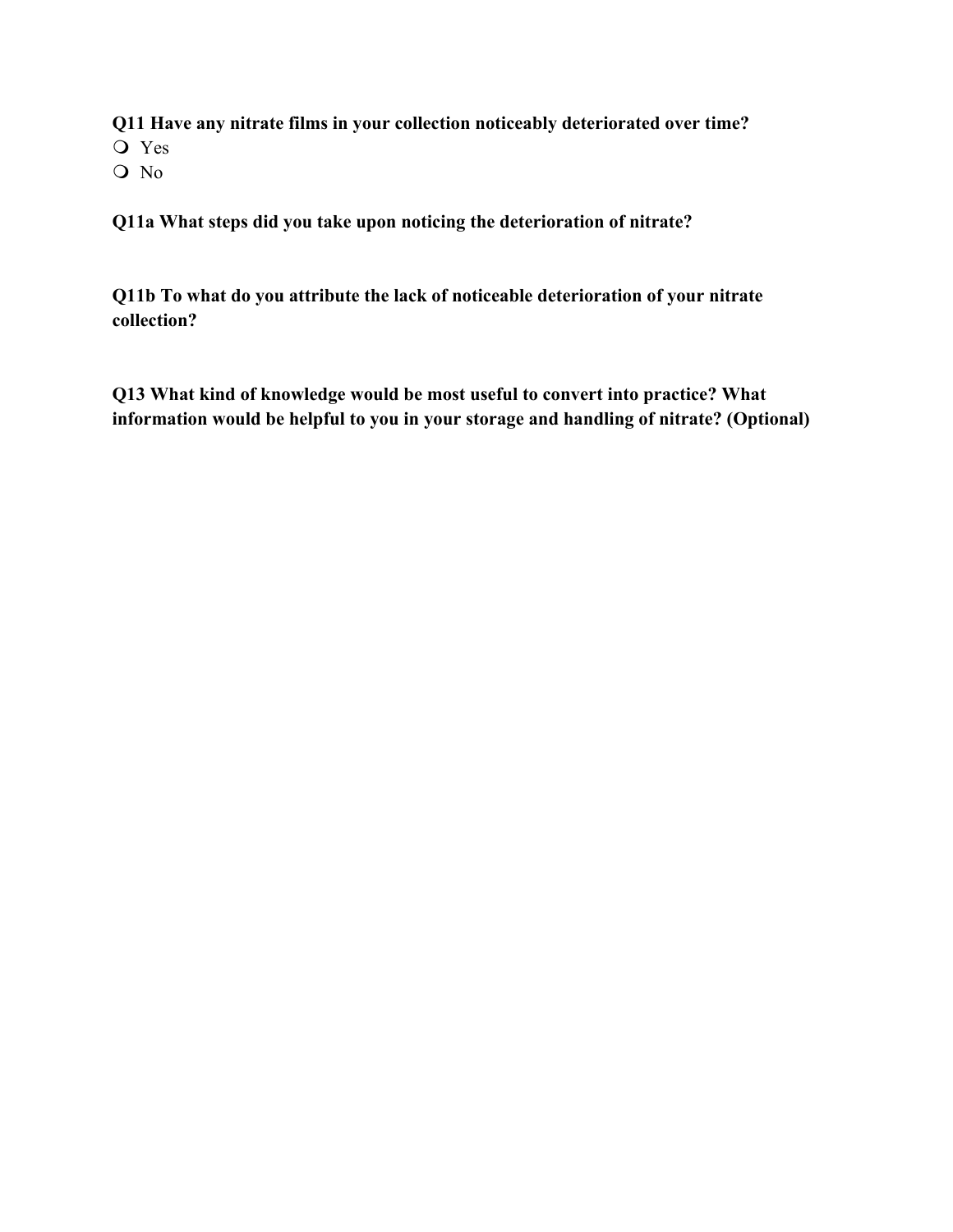**Q11 Have any nitrate films in your collection noticeably deteriorated over time?**

- ❍ Yes
- ❍ No

**Q11a What steps did you take upon noticing the deterioration of nitrate?**

**Q11b To what do you attribute the lack of noticeable deterioration of your nitrate collection?**

**Q13 What kind of knowledge would be most useful to convert into practice? What information would be helpful to you in your storage and handling of nitrate? (Optional)**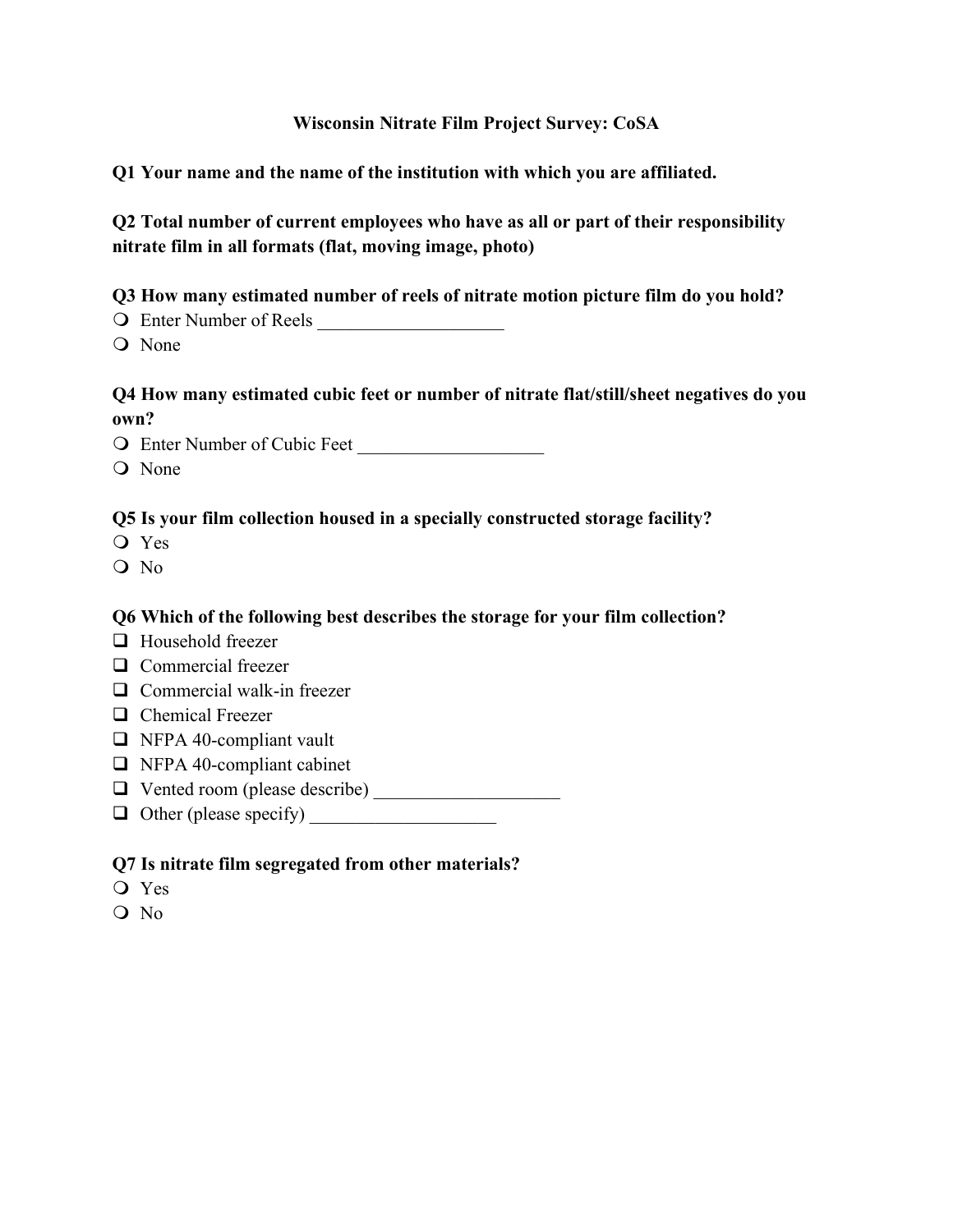# Wisconsin Nitrate Film Project Survey: CoSA

**Q1 Your name and the name of the institution with which you are affiliated.**

**Q2 Total number of current employees who have as all or part of their responsibility nitrate film in all formats (flat, moving image, photo)**

**Q3 How many estimated number of reels of nitrate motion picture film do you hold?**

- ❍ Enter Number of Reels ____________________
- ❍ None

**Q4 How many estimated cubic feet or number of nitrate flat/still/sheet negatives do you own?**

- ❍ Enter Number of Cubic Feet ____________________
- ❍ None

**Q5 Is your film collection housed in a specially constructed storage facility?**

- ❍ Yes
- ❍ No

**Q6 Which of the following best describes the storage for your film collection?**

- ❑ Household freezer
- ❑ Commercial freezer
- ❑ Commercial walk-in freezer
- ❑ Chemical Freezer
- ❑ NFPA 40-compliant vault
- ❑ NFPA 40-compliant cabinet
- ❑ Vented room (please describe) ____________________
- ❑ Other (please specify) ____________________

**Q7 Is nitrate film segregated from other materials?**

- ❍ Yes
- ❍ No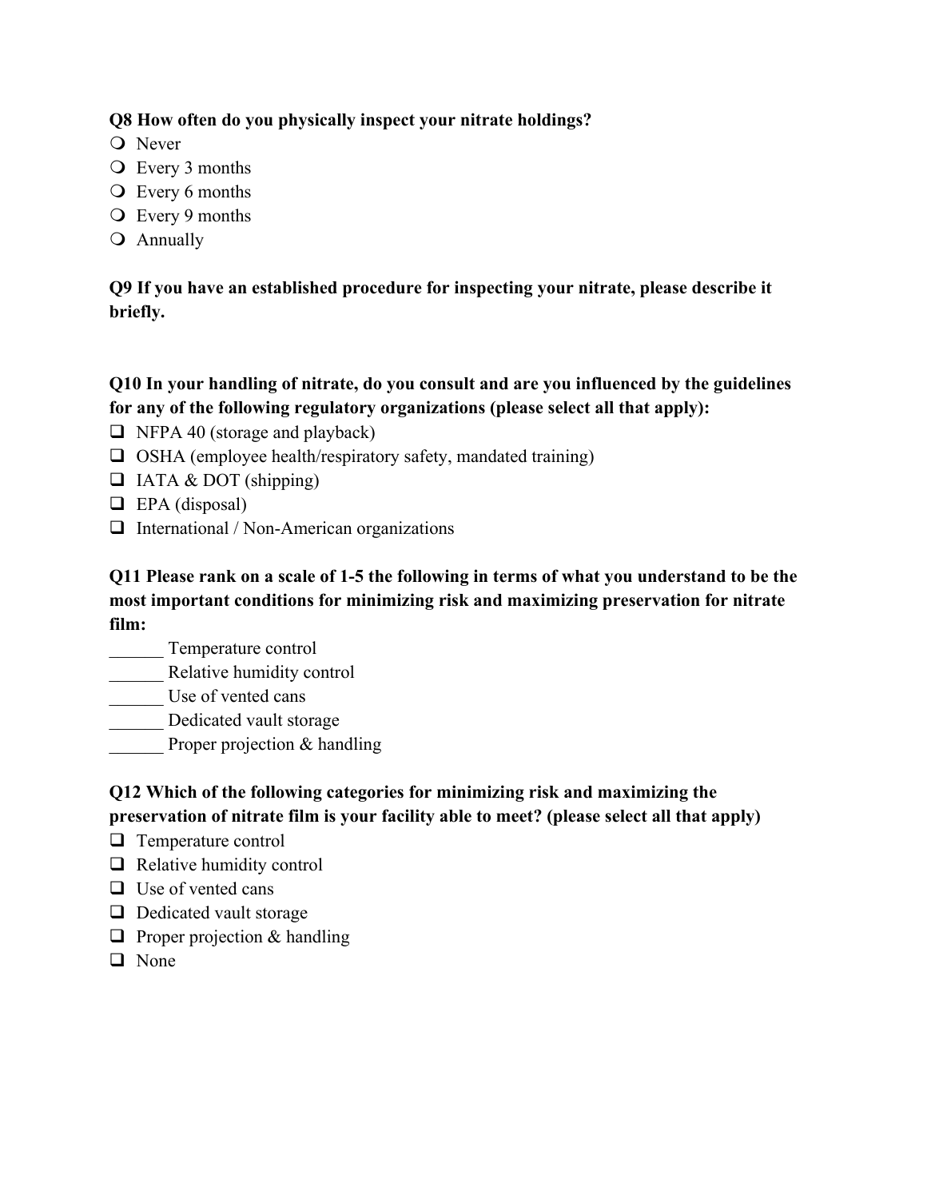**Q8 How often do you physically inspect your nitrate holdings?**

- ❍ Never
- ❍ Every 3 months
- ❍ Every 6 months
- ❍ Every 9 months
- ❍ Annually

**Q9 If you have an established procedure for inspecting your nitrate, please describe it briefly.**

**Q10 In your handling of nitrate, do you consult and are you influenced by the guidelines for any of the following regulatory organizations (please select all that apply):**

- ❑ NFPA 40 (storage and playback)
- ❑ OSHA (employee health/respiratory safety, mandated training)
- ❑ IATA & DOT (shipping)
- ❑ EPA (disposal)
- ❑ International / Non-American organizations

**Q11 Please rank on a scale of 1-5 the following in terms of what you understand to be the most important conditions for minimizing risk and maximizing preservation for nitrate film:**

______ Temperature control
______ Relative humidity control
______ Use of vented cans
______ Dedicated vault storage
______ Proper projection & handling

**Q12 Which of the following categories for minimizing risk and maximizing the preservation of nitrate film is your facility able to meet? (please select all that apply)**

- ❑ Temperature control
- ❑ Relative humidity control
- ❑ Use of vented cans
- ❑ Dedicated vault storage
- ❑ Proper projection & handling
- ❑ None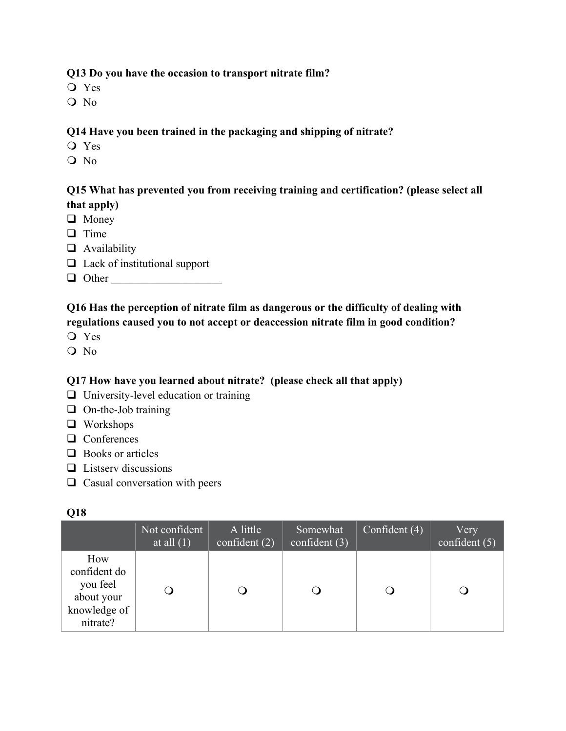**Q13 Do you have the occasion to transport nitrate film?**

- ❍ Yes
- ❍ No

**Q14 Have you been trained in the packaging and shipping of nitrate?**

- ❍ Yes
- ❍ No

**Q15 What has prevented you from receiving training and certification? (please select all that apply)**

- ❑ Money
- ❑ Time
- ❑ Availability
- ❑ Lack of institutional support
- ❑ Other ____________________

**Q16 Has the perception of nitrate film as dangerous or the difficulty of dealing with regulations caused you to not accept or deaccession nitrate film in good condition?**

- ❍ Yes
- ❍ No

**Q17 How have you learned about nitrate? (please check all that apply)**

- ❑ University-level education or training
- ❑ On-the-Job training
- ❑ Workshops
- ❑ Conferences
- ❑ Books or articles
- ❑ Listserv discussions
- ❑ Casual conversation with peers

**Q18**

| | Not confident at all (1) | A little confident (2) | Somewhat confident (3) | Confident (4) | Very confident (5) |
|---|---|---|---|---|---|
| How confident do you feel about your knowledge of nitrate? | ❍ | ❍ | ❍ | ❍ | ❍ |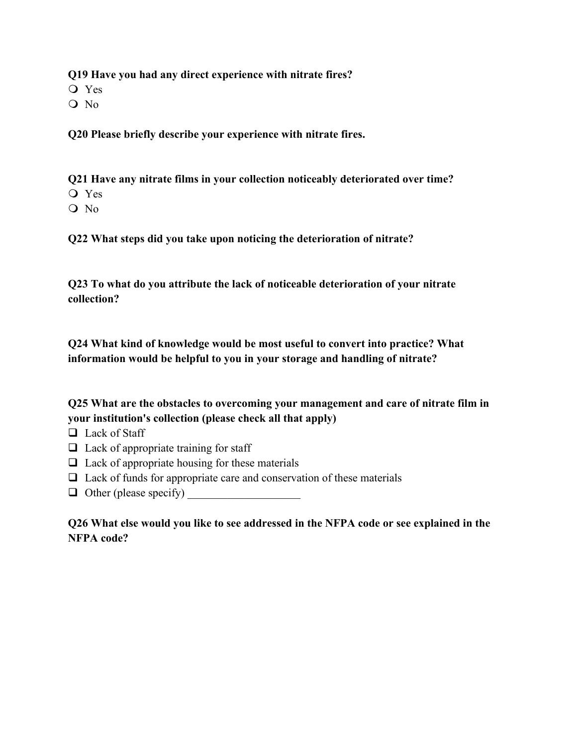**Q19 Have you had any direct experience with nitrate fires?**

- ❍ Yes
- ❍ No

**Q20 Please briefly describe your experience with nitrate fires.**

**Q21 Have any nitrate films in your collection noticeably deteriorated over time?**

- ❍ Yes
- ❍ No

**Q22 What steps did you take upon noticing the deterioration of nitrate?**

**Q23 To what do you attribute the lack of noticeable deterioration of your nitrate collection?**

**Q24 What kind of knowledge would be most useful to convert into practice? What information would be helpful to you in your storage and handling of nitrate?**

**Q25 What are the obstacles to overcoming your management and care of nitrate film in your institution's collection (please check all that apply)**

- ❑ Lack of Staff
- ❑ Lack of appropriate training for staff
- ❑ Lack of appropriate housing for these materials
- ❑ Lack of funds for appropriate care and conservation of these materials
- ❑ Other (please specify) ____________________

**Q26 What else would you like to see addressed in the NFPA code or see explained in the NFPA code?**